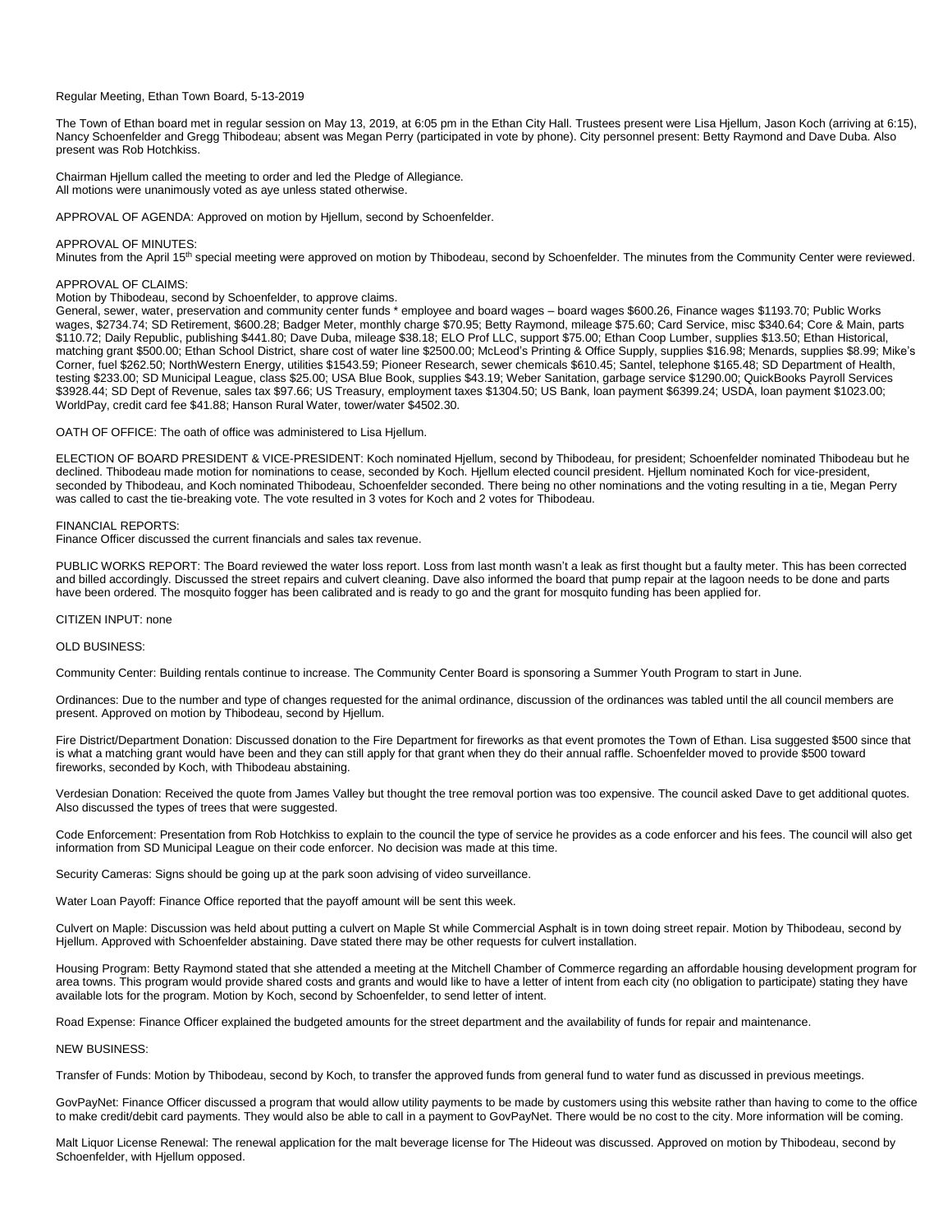Regular Meeting, Ethan Town Board, 5-13-2019

The Town of Ethan board met in regular session on May 13, 2019, at 6:05 pm in the Ethan City Hall. Trustees present were Lisa Hjellum, Jason Koch (arriving at 6:15), Nancy Schoenfelder and Gregg Thibodeau; absent was Megan Perry (participated in vote by phone). City personnel present: Betty Raymond and Dave Duba. Also present was Rob Hotchkiss.

Chairman Hjellum called the meeting to order and led the Pledge of Allegiance.
All motions were unanimously voted as aye unless stated otherwise.

APPROVAL OF AGENDA: Approved on motion by Hjellum, second by Schoenfelder.

APPROVAL OF MINUTES:
Minutes from the April 15th special meeting were approved on motion by Thibodeau, second by Schoenfelder. The minutes from the Community Center were reviewed.

APPROVAL OF CLAIMS:
Motion by Thibodeau, second by Schoenfelder, to approve claims.
General, sewer, water, preservation and community center funds * employee and board wages – board wages $600.26, Finance wages $1193.70; Public Works wages, $2734.74; SD Retirement, $600.28; Badger Meter, monthly charge $70.95; Betty Raymond, mileage $75.60; Card Service, misc $340.64; Core & Main, parts $110.72; Daily Republic, publishing $441.80; Dave Duba, mileage $38.18; ELO Prof LLC, support $75.00; Ethan Coop Lumber, supplies $13.50; Ethan Historical, matching grant $500.00; Ethan School District, share cost of water line $2500.00; McLeod's Printing & Office Supply, supplies $16.98; Menards, supplies $8.99; Mike's Corner, fuel $262.50; NorthWestern Energy, utilities $1543.59; Pioneer Research, sewer chemicals $610.45; Santel, telephone $165.48; SD Department of Health, testing $233.00; SD Municipal League, class $25.00; USA Blue Book, supplies $43.19; Weber Sanitation, garbage service $1290.00; QuickBooks Payroll Services $3928.44; SD Dept of Revenue, sales tax $97.66; US Treasury, employment taxes $1304.50; US Bank, loan payment $6399.24; USDA, loan payment $1023.00; WorldPay, credit card fee $41.88; Hanson Rural Water, tower/water $4502.30.

OATH OF OFFICE: The oath of office was administered to Lisa Hjellum.

ELECTION OF BOARD PRESIDENT & VICE-PRESIDENT: Koch nominated Hjellum, second by Thibodeau, for president; Schoenfelder nominated Thibodeau but he declined. Thibodeau made motion for nominations to cease, seconded by Koch. Hjellum elected council president. Hjellum nominated Koch for vice-president, seconded by Thibodeau, and Koch nominated Thibodeau, Schoenfelder seconded. There being no other nominations and the voting resulting in a tie, Megan Perry was called to cast the tie-breaking vote. The vote resulted in 3 votes for Koch and 2 votes for Thibodeau.

FINANCIAL REPORTS:
Finance Officer discussed the current financials and sales tax revenue.

PUBLIC WORKS REPORT: The Board reviewed the water loss report. Loss from last month wasn't a leak as first thought but a faulty meter. This has been corrected and billed accordingly. Discussed the street repairs and culvert cleaning. Dave also informed the board that pump repair at the lagoon needs to be done and parts have been ordered. The mosquito fogger has been calibrated and is ready to go and the grant for mosquito funding has been applied for.

CITIZEN INPUT: none

OLD BUSINESS:

Community Center: Building rentals continue to increase. The Community Center Board is sponsoring a Summer Youth Program to start in June.

Ordinances: Due to the number and type of changes requested for the animal ordinance, discussion of the ordinances was tabled until the all council members are present. Approved on motion by Thibodeau, second by Hjellum.

Fire District/Department Donation: Discussed donation to the Fire Department for fireworks as that event promotes the Town of Ethan. Lisa suggested $500 since that is what a matching grant would have been and they can still apply for that grant when they do their annual raffle. Schoenfelder moved to provide $500 toward fireworks, seconded by Koch, with Thibodeau abstaining.

Verdesian Donation: Received the quote from James Valley but thought the tree removal portion was too expensive. The council asked Dave to get additional quotes. Also discussed the types of trees that were suggested.

Code Enforcement: Presentation from Rob Hotchkiss to explain to the council the type of service he provides as a code enforcer and his fees. The council will also get information from SD Municipal League on their code enforcer. No decision was made at this time.

Security Cameras: Signs should be going up at the park soon advising of video surveillance.

Water Loan Payoff: Finance Office reported that the payoff amount will be sent this week.

Culvert on Maple: Discussion was held about putting a culvert on Maple St while Commercial Asphalt is in town doing street repair. Motion by Thibodeau, second by Hjellum. Approved with Schoenfelder abstaining. Dave stated there may be other requests for culvert installation.

Housing Program: Betty Raymond stated that she attended a meeting at the Mitchell Chamber of Commerce regarding an affordable housing development program for area towns. This program would provide shared costs and grants and would like to have a letter of intent from each city (no obligation to participate) stating they have available lots for the program. Motion by Koch, second by Schoenfelder, to send letter of intent.

Road Expense: Finance Officer explained the budgeted amounts for the street department and the availability of funds for repair and maintenance.

NEW BUSINESS:

Transfer of Funds: Motion by Thibodeau, second by Koch, to transfer the approved funds from general fund to water fund as discussed in previous meetings.

GovPayNet: Finance Officer discussed a program that would allow utility payments to be made by customers using this website rather than having to come to the office to make credit/debit card payments. They would also be able to call in a payment to GovPayNet. There would be no cost to the city. More information will be coming.

Malt Liquor License Renewal: The renewal application for the malt beverage license for The Hideout was discussed. Approved on motion by Thibodeau, second by Schoenfelder, with Hjellum opposed.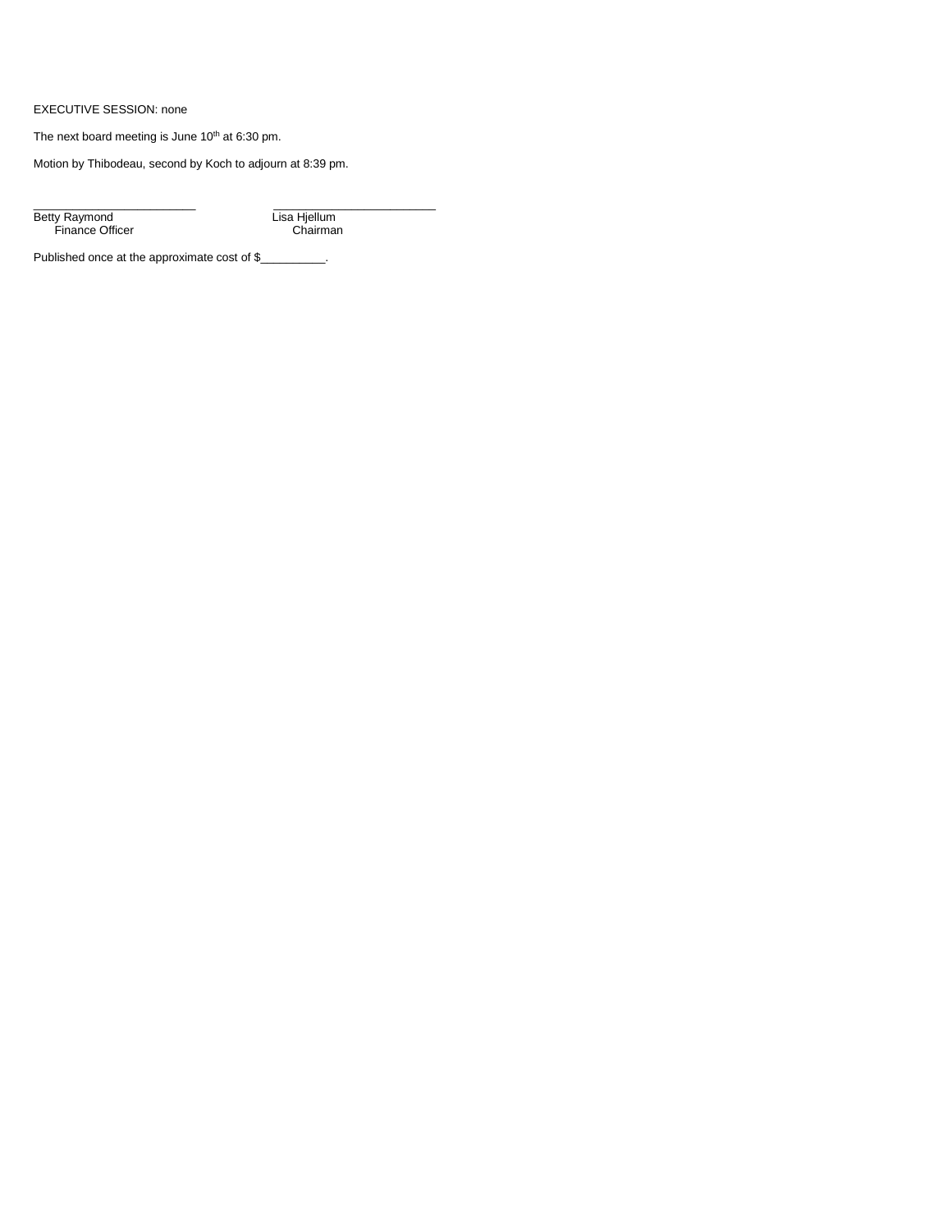EXECUTIVE SESSION: none

The next board meeting is June 10th at 6:30 pm.

Motion by Thibodeau, second by Koch to adjourn at 8:39 pm.

| | |
|---|---|
| _________________________ | _________________________ |
| Betty Raymond | Lisa Hjellum |
| Finance Officer | Chairman |

Published once at the approximate cost of $__________.